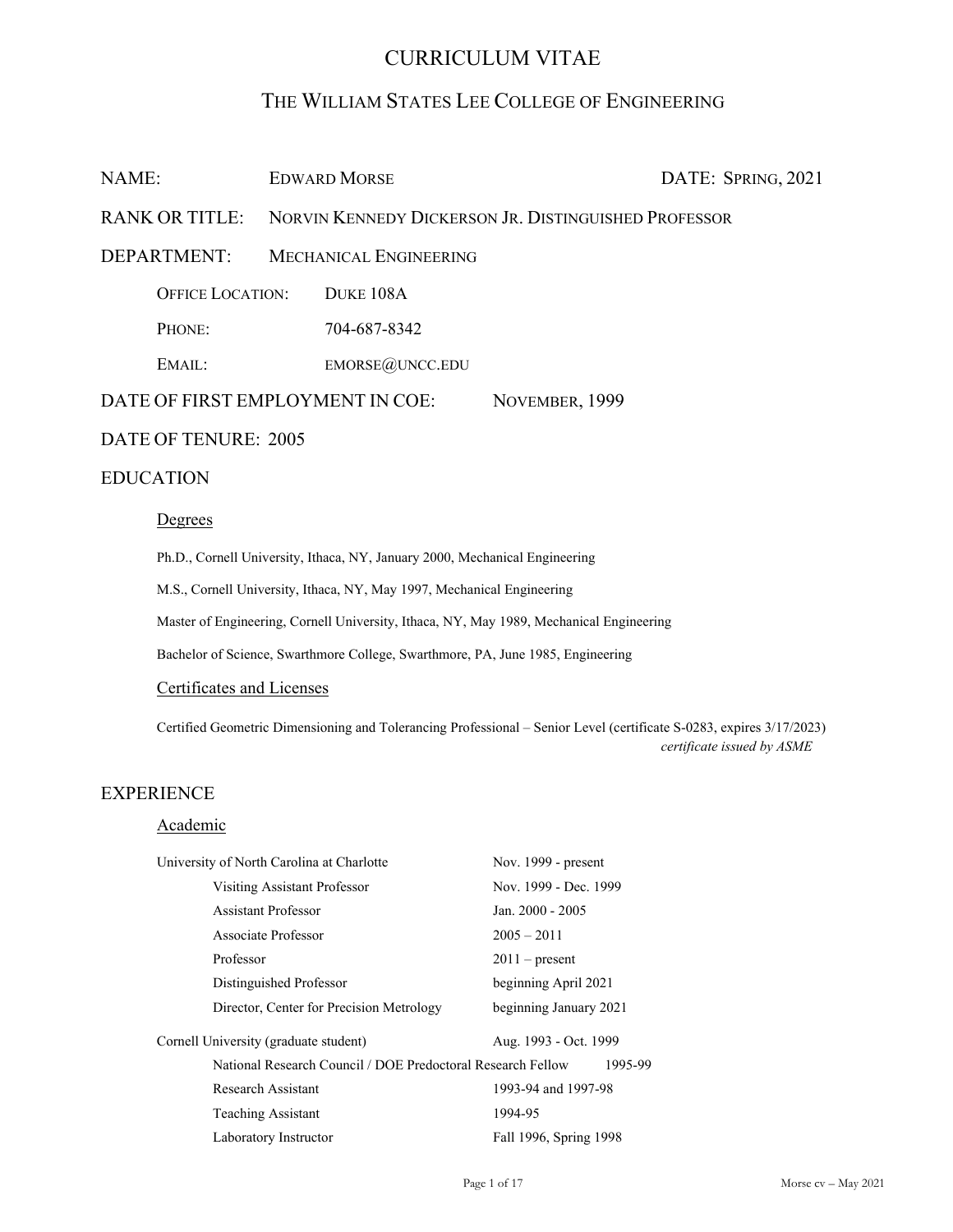# CURRICULUM VITAE

## THE WILLIAM STATES LEE COLLEGE OF ENGINEERING

NAME: EDWARD MORSE DATE: SPRING, 2021

RANK OR TITLE: NORVIN KENNEDY DICKERSON JR. DISTINGUISHED PROFESSOR

DEPARTMENT: MECHANICAL ENGINEERING

OFFICE LOCATION: DUKE 108A

PHONE: 704-687-8342

EMAIL: EMORSE@UNCC.EDU

DATE OF FIRST EMPLOYMENT IN COE: NOVEMBER, 1999

DATE OF TENURE: 2005

## EDUCATION

### Degrees

Ph.D., Cornell University, Ithaca, NY, January 2000, Mechanical Engineering

M.S., Cornell University, Ithaca, NY, May 1997, Mechanical Engineering

Master of Engineering, Cornell University, Ithaca, NY, May 1989, Mechanical Engineering

Bachelor of Science, Swarthmore College, Swarthmore, PA, June 1985, Engineering

### Certificates and Licenses

Certified Geometric Dimensioning and Tolerancing Professional – Senior Level (certificate S-0283, expires 3/17/2023)
*certificate issued by ASME*

## EXPERIENCE

### Academic

| | |
|---|---|
| University of North Carolina at Charlotte | Nov. 1999 - present |
| Visiting Assistant Professor | Nov. 1999 - Dec. 1999 |
| Assistant Professor | Jan. 2000 - 2005 |
| Associate Professor | 2005 – 2011 |
| Professor | 2011 – present |
| Distinguished Professor | beginning April 2021 |
| Director, Center for Precision Metrology | beginning January 2021 |
| Cornell University (graduate student) | Aug. 1993 - Oct. 1999 |
| National Research Council / DOE Predoctoral Research Fellow | 1995-99 |
| Research Assistant | 1993-94 and 1997-98 |
| Teaching Assistant | 1994-95 |
| Laboratory Instructor | Fall 1996, Spring 1998 |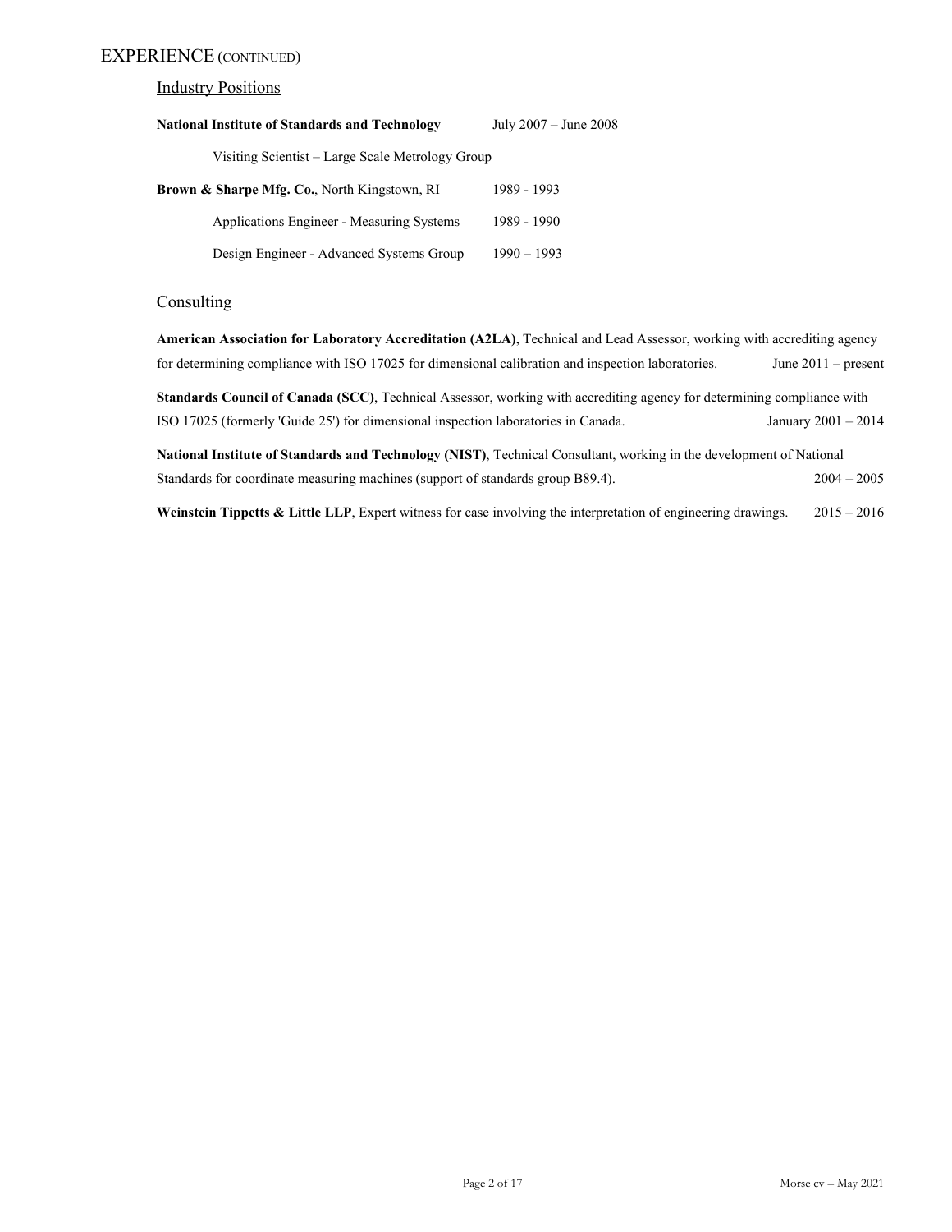# EXPERIENCE (CONTINUED)

## Industry Positions

**National Institute of Standards and Technology** July 2007 – June 2008

Visiting Scientist – Large Scale Metrology Group

**Brown & Sharpe Mfg. Co.**, North Kingstown, RI 1989 - 1993

Applications Engineer - Measuring Systems 1989 - 1990

Design Engineer - Advanced Systems Group 1990 – 1993

## Consulting

**American Association for Laboratory Accreditation (A2LA)**, Technical and Lead Assessor, working with accrediting agency for determining compliance with ISO 17025 for dimensional calibration and inspection laboratories. June 2011 – present

**Standards Council of Canada (SCC)**, Technical Assessor, working with accrediting agency for determining compliance with ISO 17025 (formerly 'Guide 25') for dimensional inspection laboratories in Canada. January 2001 – 2014

**National Institute of Standards and Technology (NIST)**, Technical Consultant, working in the development of National Standards for coordinate measuring machines (support of standards group B89.4). 2004 – 2005

**Weinstein Tippetts & Little LLP**, Expert witness for case involving the interpretation of engineering drawings. 2015 – 2016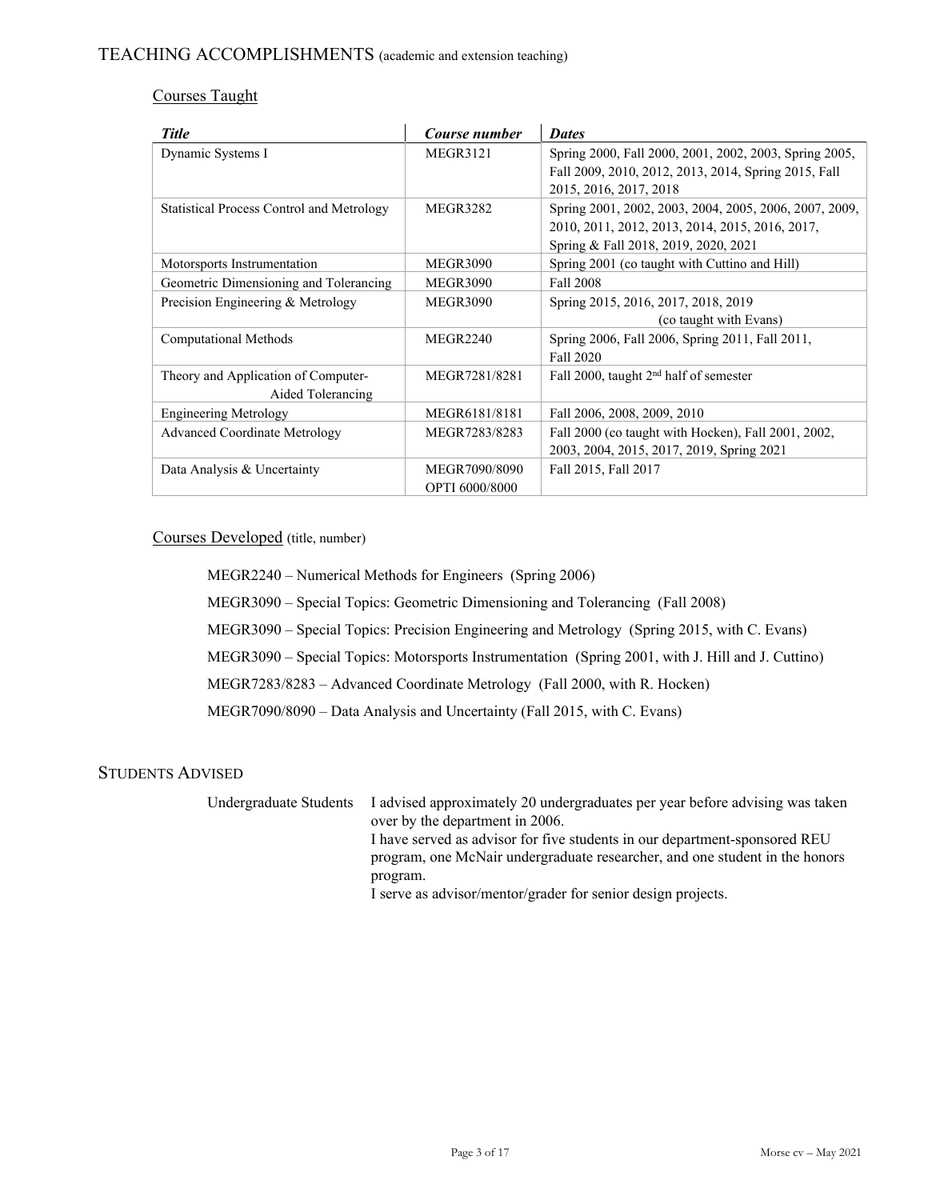## TEACHING ACCOMPLISHMENTS (academic and extension teaching)

### Courses Taught

| *Title* | *Course number* | *Dates* |
|---|---|---|
| Dynamic Systems I | MEGR3121 | Spring 2000, Fall 2000, 2001, 2002, 2003, Spring 2005, Fall 2009, 2010, 2012, 2013, 2014, Spring 2015, Fall 2015, 2016, 2017, 2018 |
| Statistical Process Control and Metrology | MEGR3282 | Spring 2001, 2002, 2003, 2004, 2005, 2006, 2007, 2009, 2010, 2011, 2012, 2013, 2014, 2015, 2016, 2017, Spring & Fall 2018, 2019, 2020, 2021 |
| Motorsports Instrumentation | MEGR3090 | Spring 2001 (co taught with Cuttino and Hill) |
| Geometric Dimensioning and Tolerancing | MEGR3090 | Fall 2008 |
| Precision Engineering & Metrology | MEGR3090 | Spring 2015, 2016, 2017, 2018, 2019 (co taught with Evans) |
| Computational Methods | MEGR2240 | Spring 2006, Fall 2006, Spring 2011, Fall 2011, Fall 2020 |
| Theory and Application of Computer-Aided Tolerancing | MEGR7281/8281 | Fall 2000, taught 2nd half of semester |
| Engineering Metrology | MEGR6181/8181 | Fall 2006, 2008, 2009, 2010 |
| Advanced Coordinate Metrology | MEGR7283/8283 | Fall 2000 (co taught with Hocken), Fall 2001, 2002, 2003, 2004, 2015, 2017, 2019, Spring 2021 |
| Data Analysis & Uncertainty | MEGR7090/8090 OPTI 6000/8000 | Fall 2015, Fall 2017 |

### Courses Developed (title, number)

MEGR2240 – Numerical Methods for Engineers (Spring 2006)

MEGR3090 – Special Topics: Geometric Dimensioning and Tolerancing (Fall 2008)

MEGR3090 – Special Topics: Precision Engineering and Metrology (Spring 2015, with C. Evans)

MEGR3090 – Special Topics: Motorsports Instrumentation (Spring 2001, with J. Hill and J. Cuttino)

MEGR7283/8283 – Advanced Coordinate Metrology (Fall 2000, with R. Hocken)

MEGR7090/8090 – Data Analysis and Uncertainty (Fall 2015, with C. Evans)

## STUDENTS ADVISED

Undergraduate Students: I advised approximately 20 undergraduates per year before advising was taken over by the department in 2006.
I have served as advisor for five students in our department-sponsored REU program, one McNair undergraduate researcher, and one student in the honors program.
I serve as advisor/mentor/grader for senior design projects.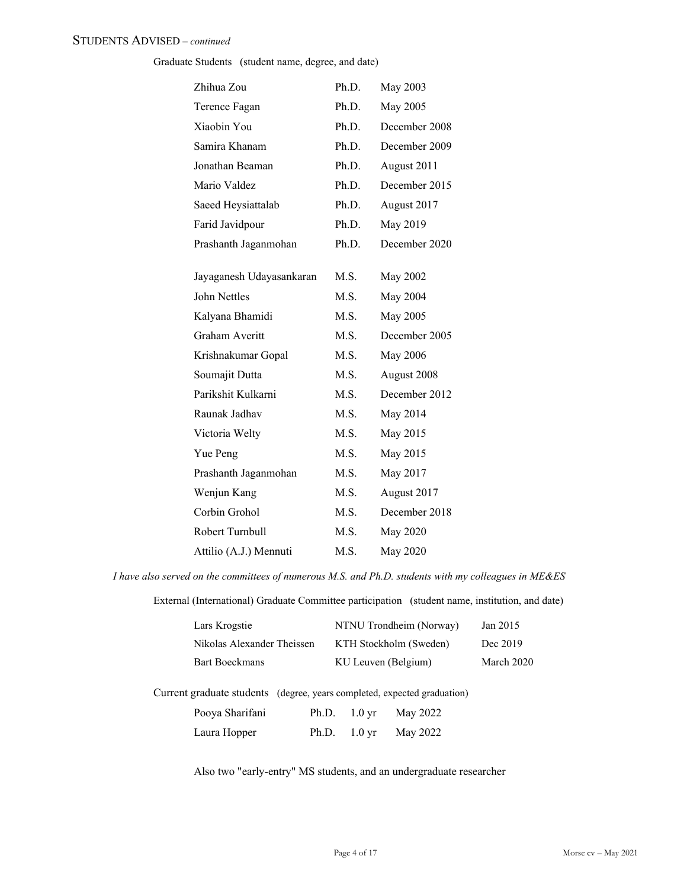## STUDENTS ADVISED – *continued*

Graduate Students (student name, degree, and date)

| Name | Degree | Date |
|---|---|---|
| Zhihua Zou | Ph.D. | May 2003 |
| Terence Fagan | Ph.D. | May 2005 |
| Xiaobin You | Ph.D. | December 2008 |
| Samira Khanam | Ph.D. | December 2009 |
| Jonathan Beaman | Ph.D. | August 2011 |
| Mario Valdez | Ph.D. | December 2015 |
| Saeed Heysiattalab | Ph.D. | August 2017 |
| Farid Javidpour | Ph.D. | May 2019 |
| Prashanth Jaganmohan | Ph.D. | December 2020 |
| Jayaganesh Udayasankaran | M.S. | May 2002 |
| John Nettles | M.S. | May 2004 |
| Kalyana Bhamidi | M.S. | May 2005 |
| Graham Averitt | M.S. | December 2005 |
| Krishnakumar Gopal | M.S. | May 2006 |
| Soumajit Dutta | M.S. | August 2008 |
| Parikshit Kulkarni | M.S. | December 2012 |
| Raunak Jadhav | M.S. | May 2014 |
| Victoria Welty | M.S. | May 2015 |
| Yue Peng | M.S. | May 2015 |
| Prashanth Jaganmohan | M.S. | May 2017 |
| Wenjun Kang | M.S. | August 2017 |
| Corbin Grohol | M.S. | December 2018 |
| Robert Turnbull | M.S. | May 2020 |
| Attilio (A.J.) Mennuti | M.S. | May 2020 |

*I have also served on the committees of numerous M.S. and Ph.D. students with my colleagues in ME&ES*

External (International) Graduate Committee participation (student name, institution, and date)

| Name | Institution | Date |
|---|---|---|
| Lars Krogstie | NTNU Trondheim (Norway) | Jan 2015 |
| Nikolas Alexander Theissen | KTH Stockholm (Sweden) | Dec 2019 |
| Bart Boeckmans | KU Leuven (Belgium) | March 2020 |

Current graduate students (degree, years completed, expected graduation)

| Name | Degree | Years completed | Expected graduation |
|---|---|---|---|
| Pooya Sharifani | Ph.D. | 1.0 yr | May 2022 |
| Laura Hopper | Ph.D. | 1.0 yr | May 2022 |

Also two "early-entry" MS students, and an undergraduate researcher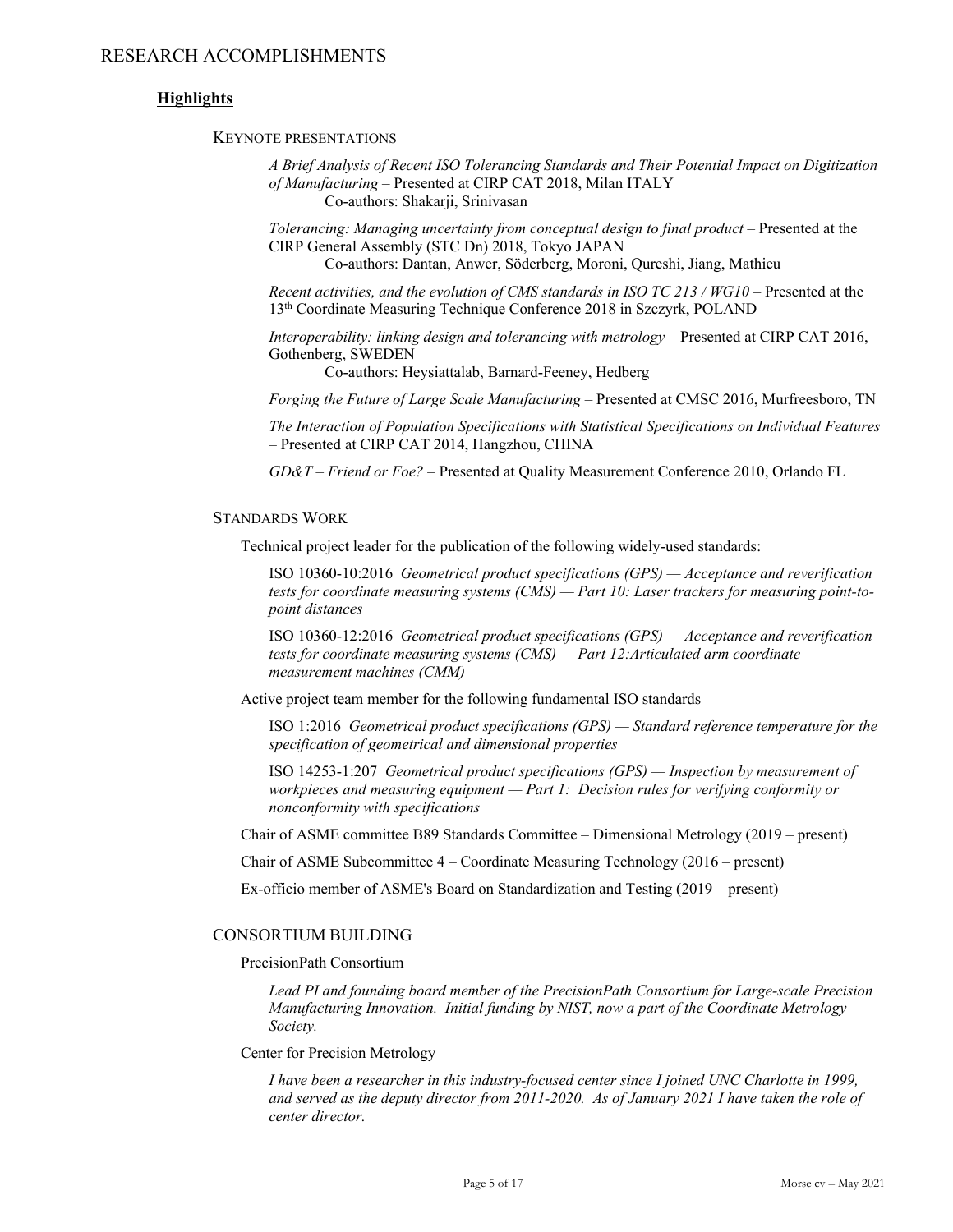# RESEARCH ACCOMPLISHMENTS

## Highlights

### Keynote presentations

*A Brief Analysis of Recent ISO Tolerancing Standards and Their Potential Impact on Digitization of Manufacturing* – Presented at CIRP CAT 2018, Milan ITALY
Co-authors: Shakarji, Srinivasan

*Tolerancing: Managing uncertainty from conceptual design to final product* – Presented at the CIRP General Assembly (STC Dn) 2018, Tokyo JAPAN
Co-authors: Dantan, Anwer, Söderberg, Moroni, Qureshi, Jiang, Mathieu

*Recent activities, and the evolution of CMS standards in ISO TC 213 / WG10* – Presented at the 13th Coordinate Measuring Technique Conference 2018 in Szczyrk, POLAND

*Interoperability: linking design and tolerancing with metrology* – Presented at CIRP CAT 2016, Gothenberg, SWEDEN
Co-authors: Heysiattalab, Barnard-Feeney, Hedberg

*Forging the Future of Large Scale Manufacturing* – Presented at CMSC 2016, Murfreesboro, TN

*The Interaction of Population Specifications with Statistical Specifications on Individual Features* – Presented at CIRP CAT 2014, Hangzhou, CHINA

*GD&T – Friend or Foe?* – Presented at Quality Measurement Conference 2010, Orlando FL

### Standards Work

Technical project leader for the publication of the following widely-used standards:

ISO 10360-10:2016 *Geometrical product specifications (GPS) — Acceptance and reverification tests for coordinate measuring systems (CMS) — Part 10: Laser trackers for measuring point-to-point distances*

ISO 10360-12:2016 *Geometrical product specifications (GPS) — Acceptance and reverification tests for coordinate measuring systems (CMS) — Part 12:Articulated arm coordinate measurement machines (CMM)*

Active project team member for the following fundamental ISO standards

ISO 1:2016 *Geometrical product specifications (GPS) — Standard reference temperature for the specification of geometrical and dimensional properties*

ISO 14253-1:207 *Geometrical product specifications (GPS) — Inspection by measurement of workpieces and measuring equipment — Part 1: Decision rules for verifying conformity or nonconformity with specifications*

Chair of ASME committee B89 Standards Committee – Dimensional Metrology (2019 – present)

Chair of ASME Subcommittee 4 – Coordinate Measuring Technology (2016 – present)

Ex-officio member of ASME's Board on Standardization and Testing (2019 – present)

### Consortium Building

PrecisionPath Consortium

*Lead PI and founding board member of the PrecisionPath Consortium for Large-scale Precision Manufacturing Innovation. Initial funding by NIST, now a part of the Coordinate Metrology Society.*

Center for Precision Metrology

*I have been a researcher in this industry-focused center since I joined UNC Charlotte in 1999, and served as the deputy director from 2011-2020. As of January 2021 I have taken the role of center director.*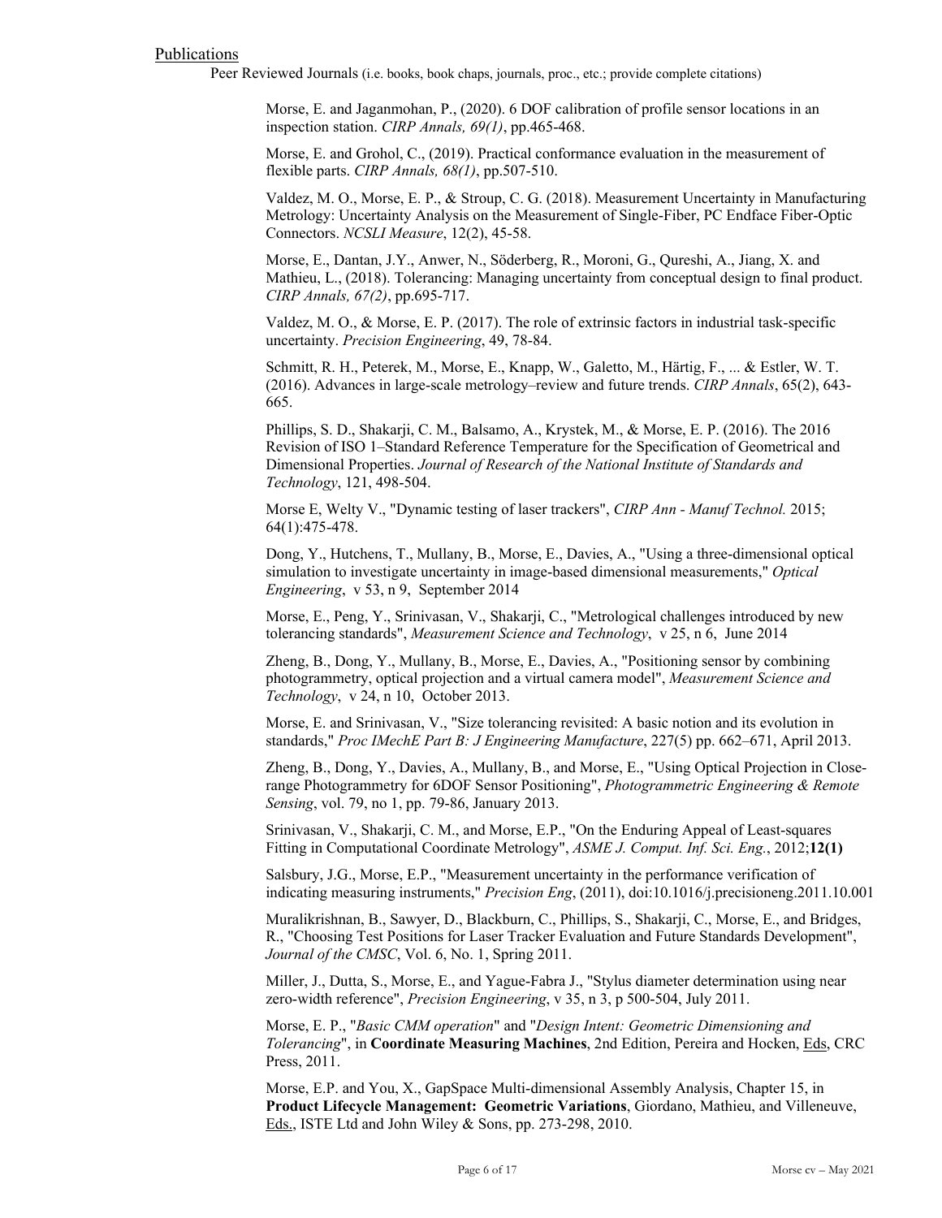## Publications

Peer Reviewed Journals (i.e. books, book chaps, journals, proc., etc.; provide complete citations)

Morse, E. and Jaganmohan, P., (2020). 6 DOF calibration of profile sensor locations in an inspection station. *CIRP Annals, 69(1)*, pp.465-468.

Morse, E. and Grohol, C., (2019). Practical conformance evaluation in the measurement of flexible parts. *CIRP Annals, 68(1)*, pp.507-510.

Valdez, M. O., Morse, E. P., & Stroup, C. G. (2018). Measurement Uncertainty in Manufacturing Metrology: Uncertainty Analysis on the Measurement of Single-Fiber, PC Endface Fiber-Optic Connectors. *NCSLI Measure*, 12(2), 45-58.

Morse, E., Dantan, J.Y., Anwer, N., Söderberg, R., Moroni, G., Qureshi, A., Jiang, X. and Mathieu, L., (2018). Tolerancing: Managing uncertainty from conceptual design to final product. *CIRP Annals, 67(2)*, pp.695-717.

Valdez, M. O., & Morse, E. P. (2017). The role of extrinsic factors in industrial task-specific uncertainty. *Precision Engineering*, 49, 78-84.

Schmitt, R. H., Peterek, M., Morse, E., Knapp, W., Galetto, M., Härtig, F., ... & Estler, W. T. (2016). Advances in large-scale metrology–review and future trends. *CIRP Annals*, 65(2), 643-665.

Phillips, S. D., Shakarji, C. M., Balsamo, A., Krystek, M., & Morse, E. P. (2016). The 2016 Revision of ISO 1–Standard Reference Temperature for the Specification of Geometrical and Dimensional Properties. *Journal of Research of the National Institute of Standards and Technology*, 121, 498-504.

Morse E, Welty V., "Dynamic testing of laser trackers", *CIRP Ann - Manuf Technol.* 2015; 64(1):475-478.

Dong, Y., Hutchens, T., Mullany, B., Morse, E., Davies, A., "Using a three-dimensional optical simulation to investigate uncertainty in image-based dimensional measurements," *Optical Engineering*, v 53, n 9, September 2014

Morse, E., Peng, Y., Srinivasan, V., Shakarji, C., "Metrological challenges introduced by new tolerancing standards", *Measurement Science and Technology*, v 25, n 6, June 2014

Zheng, B., Dong, Y., Mullany, B., Morse, E., Davies, A., "Positioning sensor by combining photogrammetry, optical projection and a virtual camera model", *Measurement Science and Technology*, v 24, n 10, October 2013.

Morse, E. and Srinivasan, V., "Size tolerancing revisited: A basic notion and its evolution in standards," *Proc IMechE Part B: J Engineering Manufacture*, 227(5) pp. 662–671, April 2013.

Zheng, B., Dong, Y., Davies, A., Mullany, B., and Morse, E., "Using Optical Projection in Close-range Photogrammetry for 6DOF Sensor Positioning", *Photogrammetric Engineering & Remote Sensing*, vol. 79, no 1, pp. 79-86, January 2013.

Srinivasan, V., Shakarji, C. M., and Morse, E.P., "On the Enduring Appeal of Least-squares Fitting in Computational Coordinate Metrology", *ASME J. Comput. Inf. Sci. Eng.*, 2012;**12(1)**

Salsbury, J.G., Morse, E.P., "Measurement uncertainty in the performance verification of indicating measuring instruments," *Precision Eng*, (2011), doi:10.1016/j.precisioneng.2011.10.001

Muralikrishnan, B., Sawyer, D., Blackburn, C., Phillips, S., Shakarji, C., Morse, E., and Bridges, R., "Choosing Test Positions for Laser Tracker Evaluation and Future Standards Development", *Journal of the CMSC*, Vol. 6, No. 1, Spring 2011.

Miller, J., Dutta, S., Morse, E., and Yague-Fabra J., "Stylus diameter determination using near zero-width reference", *Precision Engineering*, v 35, n 3, p 500-504, July 2011.

Morse, E. P., "*Basic CMM operation*" and "*Design Intent: Geometric Dimensioning and Tolerancing*", in **Coordinate Measuring Machines**, 2nd Edition, Pereira and Hocken, Eds, CRC Press, 2011.

Morse, E.P. and You, X., GapSpace Multi-dimensional Assembly Analysis, Chapter 15, in **Product Lifecycle Management: Geometric Variations**, Giordano, Mathieu, and Villeneuve, Eds., ISTE Ltd and John Wiley & Sons, pp. 273-298, 2010.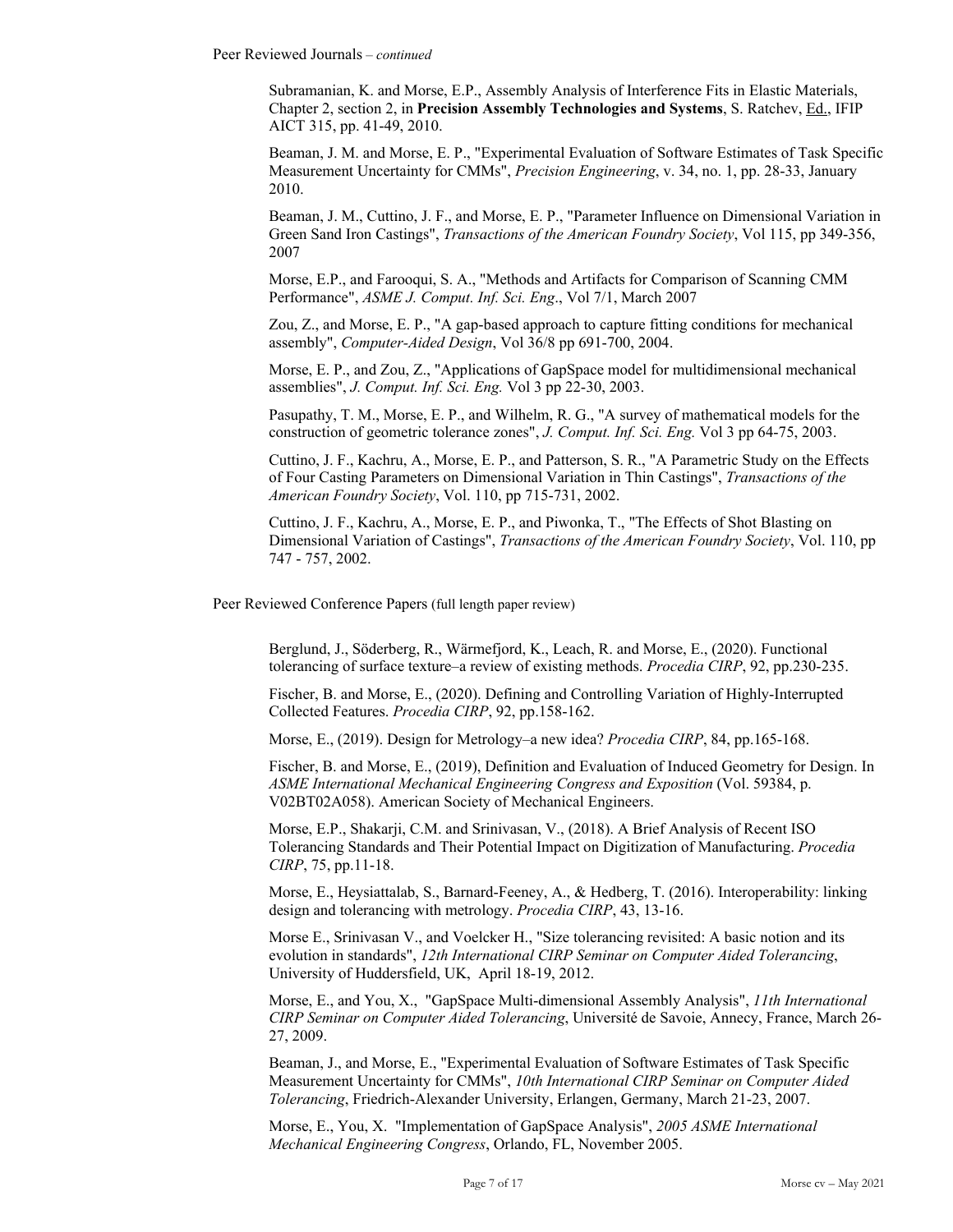Peer Reviewed Journals – *continued*

Subramanian, K. and Morse, E.P., Assembly Analysis of Interference Fits in Elastic Materials, Chapter 2, section 2, in **Precision Assembly Technologies and Systems**, S. Ratchev, Ed., IFIP AICT 315, pp. 41-49, 2010.

Beaman, J. M. and Morse, E. P., "Experimental Evaluation of Software Estimates of Task Specific Measurement Uncertainty for CMMs", *Precision Engineering*, v. 34, no. 1, pp. 28-33, January 2010.

Beaman, J. M., Cuttino, J. F., and Morse, E. P., "Parameter Influence on Dimensional Variation in Green Sand Iron Castings", *Transactions of the American Foundry Society*, Vol 115, pp 349-356, 2007

Morse, E.P., and Farooqui, S. A., "Methods and Artifacts for Comparison of Scanning CMM Performance", *ASME J. Comput. Inf. Sci. Eng*., Vol 7/1, March 2007

Zou, Z., and Morse, E. P., "A gap-based approach to capture fitting conditions for mechanical assembly", *Computer-Aided Design*, Vol 36/8 pp 691-700, 2004.

Morse, E. P., and Zou, Z., "Applications of GapSpace model for multidimensional mechanical assemblies", *J. Comput. Inf. Sci. Eng.* Vol 3 pp 22-30, 2003.

Pasupathy, T. M., Morse, E. P., and Wilhelm, R. G., "A survey of mathematical models for the construction of geometric tolerance zones", *J. Comput. Inf. Sci. Eng.* Vol 3 pp 64-75, 2003.

Cuttino, J. F., Kachru, A., Morse, E. P., and Patterson, S. R., "A Parametric Study on the Effects of Four Casting Parameters on Dimensional Variation in Thin Castings", *Transactions of the American Foundry Society*, Vol. 110, pp 715-731, 2002.

Cuttino, J. F., Kachru, A., Morse, E. P., and Piwonka, T., "The Effects of Shot Blasting on Dimensional Variation of Castings", *Transactions of the American Foundry Society*, Vol. 110, pp 747 - 757, 2002.

Peer Reviewed Conference Papers (full length paper review)

Berglund, J., Söderberg, R., Wärmefjord, K., Leach, R. and Morse, E., (2020). Functional tolerancing of surface texture–a review of existing methods. *Procedia CIRP*, 92, pp.230-235.

Fischer, B. and Morse, E., (2020). Defining and Controlling Variation of Highly-Interrupted Collected Features. *Procedia CIRP*, 92, pp.158-162.

Morse, E., (2019). Design for Metrology–a new idea? *Procedia CIRP*, 84, pp.165-168.

Fischer, B. and Morse, E., (2019), Definition and Evaluation of Induced Geometry for Design. In *ASME International Mechanical Engineering Congress and Exposition* (Vol. 59384, p. V02BT02A058). American Society of Mechanical Engineers.

Morse, E.P., Shakarji, C.M. and Srinivasan, V., (2018). A Brief Analysis of Recent ISO Tolerancing Standards and Their Potential Impact on Digitization of Manufacturing. *Procedia CIRP*, 75, pp.11-18.

Morse, E., Heysiattalab, S., Barnard-Feeney, A., & Hedberg, T. (2016). Interoperability: linking design and tolerancing with metrology. *Procedia CIRP*, 43, 13-16.

Morse E., Srinivasan V., and Voelcker H., "Size tolerancing revisited: A basic notion and its evolution in standards", *12th International CIRP Seminar on Computer Aided Tolerancing*, University of Huddersfield, UK, April 18-19, 2012.

Morse, E., and You, X., "GapSpace Multi-dimensional Assembly Analysis", *11th International CIRP Seminar on Computer Aided Tolerancing*, Université de Savoie, Annecy, France, March 26-27, 2009.

Beaman, J., and Morse, E., "Experimental Evaluation of Software Estimates of Task Specific Measurement Uncertainty for CMMs", *10th International CIRP Seminar on Computer Aided Tolerancing*, Friedrich-Alexander University, Erlangen, Germany, March 21-23, 2007.

Morse, E., You, X. "Implementation of GapSpace Analysis", *2005 ASME International Mechanical Engineering Congress*, Orlando, FL, November 2005.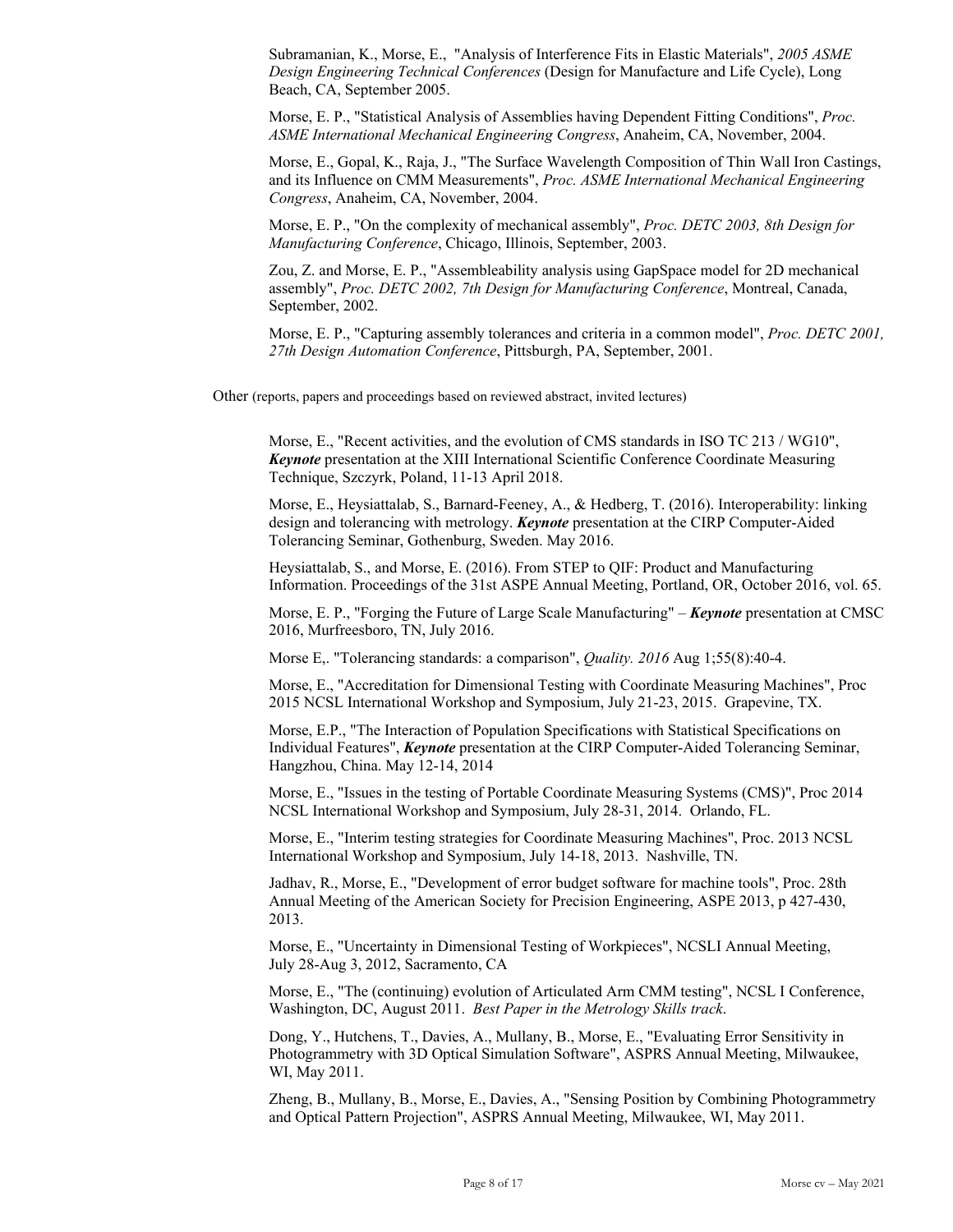Subramanian, K., Morse, E., "Analysis of Interference Fits in Elastic Materials", *2005 ASME Design Engineering Technical Conferences* (Design for Manufacture and Life Cycle), Long Beach, CA, September 2005.

Morse, E. P., "Statistical Analysis of Assemblies having Dependent Fitting Conditions", *Proc. ASME International Mechanical Engineering Congress*, Anaheim, CA, November, 2004.

Morse, E., Gopal, K., Raja, J., "The Surface Wavelength Composition of Thin Wall Iron Castings, and its Influence on CMM Measurements", *Proc. ASME International Mechanical Engineering Congress*, Anaheim, CA, November, 2004.

Morse, E. P., "On the complexity of mechanical assembly", *Proc. DETC 2003, 8th Design for Manufacturing Conference*, Chicago, Illinois, September, 2003.

Zou, Z. and Morse, E. P., "Assembleability analysis using GapSpace model for 2D mechanical assembly", *Proc. DETC 2002, 7th Design for Manufacturing Conference*, Montreal, Canada, September, 2002.

Morse, E. P., "Capturing assembly tolerances and criteria in a common model", *Proc. DETC 2001, 27th Design Automation Conference*, Pittsburgh, PA, September, 2001.

Other (reports, papers and proceedings based on reviewed abstract, invited lectures)

Morse, E., "Recent activities, and the evolution of CMS standards in ISO TC 213 / WG10", ***Keynote*** presentation at the XIII International Scientific Conference Coordinate Measuring Technique, Szczyrk, Poland, 11-13 April 2018.

Morse, E., Heysiattalab, S., Barnard-Feeney, A., & Hedberg, T. (2016). Interoperability: linking design and tolerancing with metrology. ***Keynote*** presentation at the CIRP Computer-Aided Tolerancing Seminar, Gothenburg, Sweden. May 2016.

Heysiattalab, S., and Morse, E. (2016). From STEP to QIF: Product and Manufacturing Information. Proceedings of the 31st ASPE Annual Meeting, Portland, OR, October 2016, vol. 65.

Morse, E. P., "Forging the Future of Large Scale Manufacturing" – ***Keynote*** presentation at CMSC 2016, Murfreesboro, TN, July 2016.

Morse E,. "Tolerancing standards: a comparison", *Quality. 2016* Aug 1;55(8):40-4.

Morse, E., "Accreditation for Dimensional Testing with Coordinate Measuring Machines", Proc 2015 NCSL International Workshop and Symposium, July 21-23, 2015. Grapevine, TX.

Morse, E.P., "The Interaction of Population Specifications with Statistical Specifications on Individual Features", ***Keynote*** presentation at the CIRP Computer-Aided Tolerancing Seminar, Hangzhou, China. May 12-14, 2014

Morse, E., "Issues in the testing of Portable Coordinate Measuring Systems (CMS)", Proc 2014 NCSL International Workshop and Symposium, July 28-31, 2014. Orlando, FL.

Morse, E., "Interim testing strategies for Coordinate Measuring Machines", Proc. 2013 NCSL International Workshop and Symposium, July 14-18, 2013. Nashville, TN.

Jadhav, R., Morse, E., "Development of error budget software for machine tools", Proc. 28th Annual Meeting of the American Society for Precision Engineering, ASPE 2013, p 427-430, 2013.

Morse, E., "Uncertainty in Dimensional Testing of Workpieces", NCSLI Annual Meeting, July 28-Aug 3, 2012, Sacramento, CA

Morse, E., "The (continuing) evolution of Articulated Arm CMM testing", NCSL I Conference, Washington, DC, August 2011. *Best Paper in the Metrology Skills track*.

Dong, Y., Hutchens, T., Davies, A., Mullany, B., Morse, E., "Evaluating Error Sensitivity in Photogrammetry with 3D Optical Simulation Software", ASPRS Annual Meeting, Milwaukee, WI, May 2011.

Zheng, B., Mullany, B., Morse, E., Davies, A., "Sensing Position by Combining Photogrammetry and Optical Pattern Projection", ASPRS Annual Meeting, Milwaukee, WI, May 2011.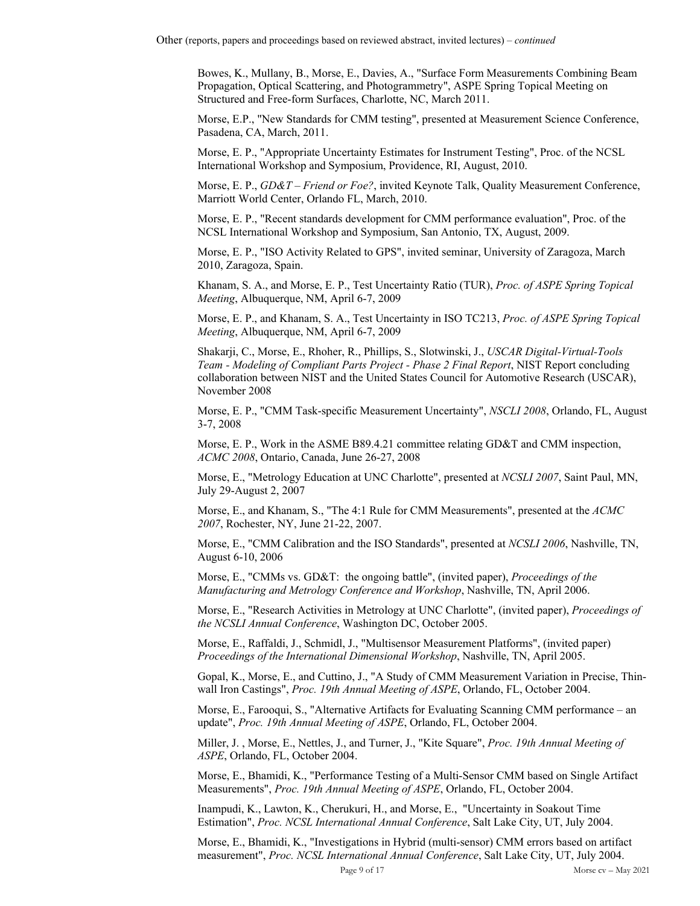Other (reports, papers and proceedings based on reviewed abstract, invited lectures) – *continued*

Bowes, K., Mullany, B., Morse, E., Davies, A., "Surface Form Measurements Combining Beam Propagation, Optical Scattering, and Photogrammetry", ASPE Spring Topical Meeting on Structured and Free-form Surfaces, Charlotte, NC, March 2011.

Morse, E.P., "New Standards for CMM testing", presented at Measurement Science Conference, Pasadena, CA, March, 2011.

Morse, E. P., "Appropriate Uncertainty Estimates for Instrument Testing", Proc. of the NCSL International Workshop and Symposium, Providence, RI, August, 2010.

Morse, E. P., *GD&T – Friend or Foe?*, invited Keynote Talk, Quality Measurement Conference, Marriott World Center, Orlando FL, March, 2010.

Morse, E. P., "Recent standards development for CMM performance evaluation", Proc. of the NCSL International Workshop and Symposium, San Antonio, TX, August, 2009.

Morse, E. P., "ISO Activity Related to GPS", invited seminar, University of Zaragoza, March 2010, Zaragoza, Spain.

Khanam, S. A., and Morse, E. P., Test Uncertainty Ratio (TUR), *Proc. of ASPE Spring Topical Meeting*, Albuquerque, NM, April 6-7, 2009

Morse, E. P., and Khanam, S. A., Test Uncertainty in ISO TC213, *Proc. of ASPE Spring Topical Meeting*, Albuquerque, NM, April 6-7, 2009

Shakarji, C., Morse, E., Rhoher, R., Phillips, S., Slotwinski, J., *USCAR Digital-Virtual-Tools Team - Modeling of Compliant Parts Project - Phase 2 Final Report*, NIST Report concluding collaboration between NIST and the United States Council for Automotive Research (USCAR), November 2008

Morse, E. P., "CMM Task-specific Measurement Uncertainty", *NSCLI 2008*, Orlando, FL, August 3-7, 2008

Morse, E. P., Work in the ASME B89.4.21 committee relating GD&T and CMM inspection, *ACMC 2008*, Ontario, Canada, June 26-27, 2008

Morse, E., "Metrology Education at UNC Charlotte", presented at *NCSLI 2007*, Saint Paul, MN, July 29-August 2, 2007

Morse, E., and Khanam, S., "The 4:1 Rule for CMM Measurements", presented at the *ACMC 2007*, Rochester, NY, June 21-22, 2007.

Morse, E., "CMM Calibration and the ISO Standards", presented at *NCSLI 2006*, Nashville, TN, August 6-10, 2006

Morse, E., "CMMs vs. GD&T: the ongoing battle", (invited paper), *Proceedings of the Manufacturing and Metrology Conference and Workshop*, Nashville, TN, April 2006.

Morse, E., "Research Activities in Metrology at UNC Charlotte", (invited paper), *Proceedings of the NCSLI Annual Conference*, Washington DC, October 2005.

Morse, E., Raffaldi, J., Schmidl, J., "Multisensor Measurement Platforms", (invited paper) *Proceedings of the International Dimensional Workshop*, Nashville, TN, April 2005.

Gopal, K., Morse, E., and Cuttino, J., "A Study of CMM Measurement Variation in Precise, Thin-wall Iron Castings", *Proc. 19th Annual Meeting of ASPE*, Orlando, FL, October 2004.

Morse, E., Farooqui, S., "Alternative Artifacts for Evaluating Scanning CMM performance – an update", *Proc. 19th Annual Meeting of ASPE*, Orlando, FL, October 2004.

Miller, J. , Morse, E., Nettles, J., and Turner, J., "Kite Square", *Proc. 19th Annual Meeting of ASPE*, Orlando, FL, October 2004.

Morse, E., Bhamidi, K., "Performance Testing of a Multi-Sensor CMM based on Single Artifact Measurements", *Proc. 19th Annual Meeting of ASPE*, Orlando, FL, October 2004.

Inampudi, K., Lawton, K., Cherukuri, H., and Morse, E., "Uncertainty in Soakout Time Estimation", *Proc. NCSL International Annual Conference*, Salt Lake City, UT, July 2004.

Morse, E., Bhamidi, K., "Investigations in Hybrid (multi-sensor) CMM errors based on artifact measurement", *Proc. NCSL International Annual Conference*, Salt Lake City, UT, July 2004.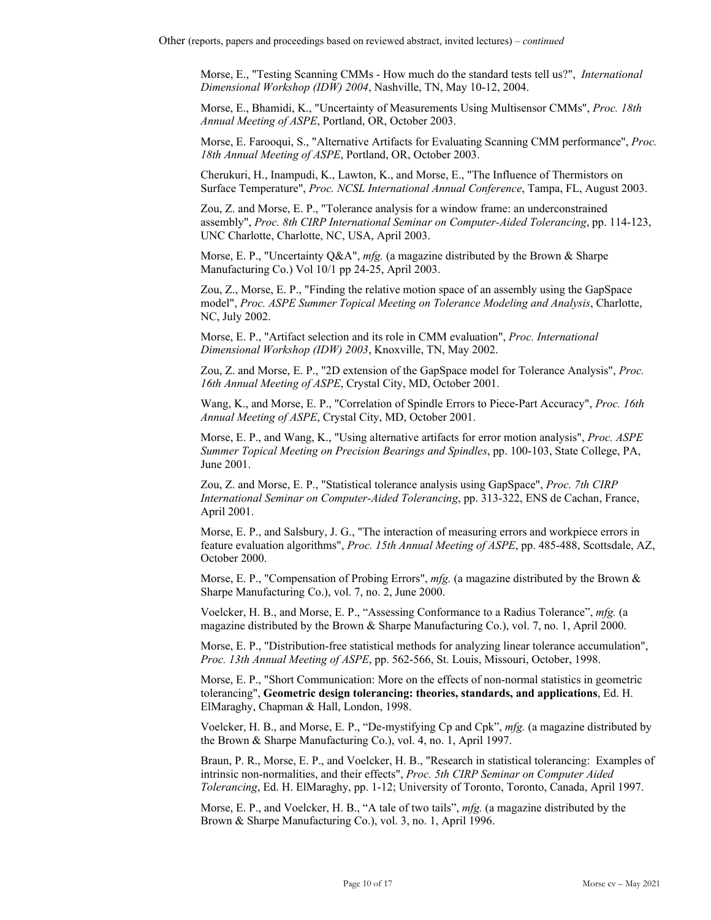Other (reports, papers and proceedings based on reviewed abstract, invited lectures) – *continued*

Morse, E., "Testing Scanning CMMs - How much do the standard tests tell us?", *International Dimensional Workshop (IDW) 2004*, Nashville, TN, May 10-12, 2004.

Morse, E., Bhamidi, K., "Uncertainty of Measurements Using Multisensor CMMs", *Proc. 18th Annual Meeting of ASPE*, Portland, OR, October 2003.

Morse, E. Farooqui, S., "Alternative Artifacts for Evaluating Scanning CMM performance", *Proc. 18th Annual Meeting of ASPE*, Portland, OR, October 2003.

Cherukuri, H., Inampudi, K., Lawton, K., and Morse, E., "The Influence of Thermistors on Surface Temperature", *Proc. NCSL International Annual Conference*, Tampa, FL, August 2003.

Zou, Z. and Morse, E. P., "Tolerance analysis for a window frame: an underconstrained assembly", *Proc. 8th CIRP International Seminar on Computer-Aided Tolerancing*, pp. 114-123, UNC Charlotte, Charlotte, NC, USA, April 2003.

Morse, E. P., "Uncertainty Q&A", *mfg.* (a magazine distributed by the Brown & Sharpe Manufacturing Co.) Vol 10/1 pp 24-25, April 2003.

Zou, Z., Morse, E. P., "Finding the relative motion space of an assembly using the GapSpace model", *Proc. ASPE Summer Topical Meeting on Tolerance Modeling and Analysis*, Charlotte, NC, July 2002.

Morse, E. P., "Artifact selection and its role in CMM evaluation", *Proc. International Dimensional Workshop (IDW) 2003*, Knoxville, TN, May 2002.

Zou, Z. and Morse, E. P., "2D extension of the GapSpace model for Tolerance Analysis", *Proc. 16th Annual Meeting of ASPE*, Crystal City, MD, October 2001.

Wang, K., and Morse, E. P., "Correlation of Spindle Errors to Piece-Part Accuracy", *Proc. 16th Annual Meeting of ASPE*, Crystal City, MD, October 2001.

Morse, E. P., and Wang, K., "Using alternative artifacts for error motion analysis", *Proc. ASPE Summer Topical Meeting on Precision Bearings and Spindles*, pp. 100-103, State College, PA, June 2001.

Zou, Z. and Morse, E. P., "Statistical tolerance analysis using GapSpace", *Proc. 7th CIRP International Seminar on Computer-Aided Tolerancing*, pp. 313-322, ENS de Cachan, France, April 2001.

Morse, E. P., and Salsbury, J. G., "The interaction of measuring errors and workpiece errors in feature evaluation algorithms", *Proc. 15th Annual Meeting of ASPE*, pp. 485-488, Scottsdale, AZ, October 2000.

Morse, E. P., "Compensation of Probing Errors", *mfg.* (a magazine distributed by the Brown & Sharpe Manufacturing Co.), vol. 7, no. 2, June 2000.

Voelcker, H. B., and Morse, E. P., "Assessing Conformance to a Radius Tolerance", *mfg.* (a magazine distributed by the Brown & Sharpe Manufacturing Co.), vol. 7, no. 1, April 2000.

Morse, E. P., "Distribution-free statistical methods for analyzing linear tolerance accumulation", *Proc. 13th Annual Meeting of ASPE*, pp. 562-566, St. Louis, Missouri, October, 1998.

Morse, E. P., "Short Communication: More on the effects of non-normal statistics in geometric tolerancing", **Geometric design tolerancing: theories, standards, and applications**, Ed. H. ElMaraghy, Chapman & Hall, London, 1998.

Voelcker, H. B., and Morse, E. P., "De-mystifying Cp and Cpk", *mfg.* (a magazine distributed by the Brown & Sharpe Manufacturing Co.), vol. 4, no. 1, April 1997.

Braun, P. R., Morse, E. P., and Voelcker, H. B., "Research in statistical tolerancing: Examples of intrinsic non-normalities, and their effects", *Proc. 5th CIRP Seminar on Computer Aided Tolerancing*, Ed. H. ElMaraghy, pp. 1-12; University of Toronto, Toronto, Canada, April 1997.

Morse, E. P., and Voelcker, H. B., "A tale of two tails", *mfg.* (a magazine distributed by the Brown & Sharpe Manufacturing Co.), vol. 3, no. 1, April 1996.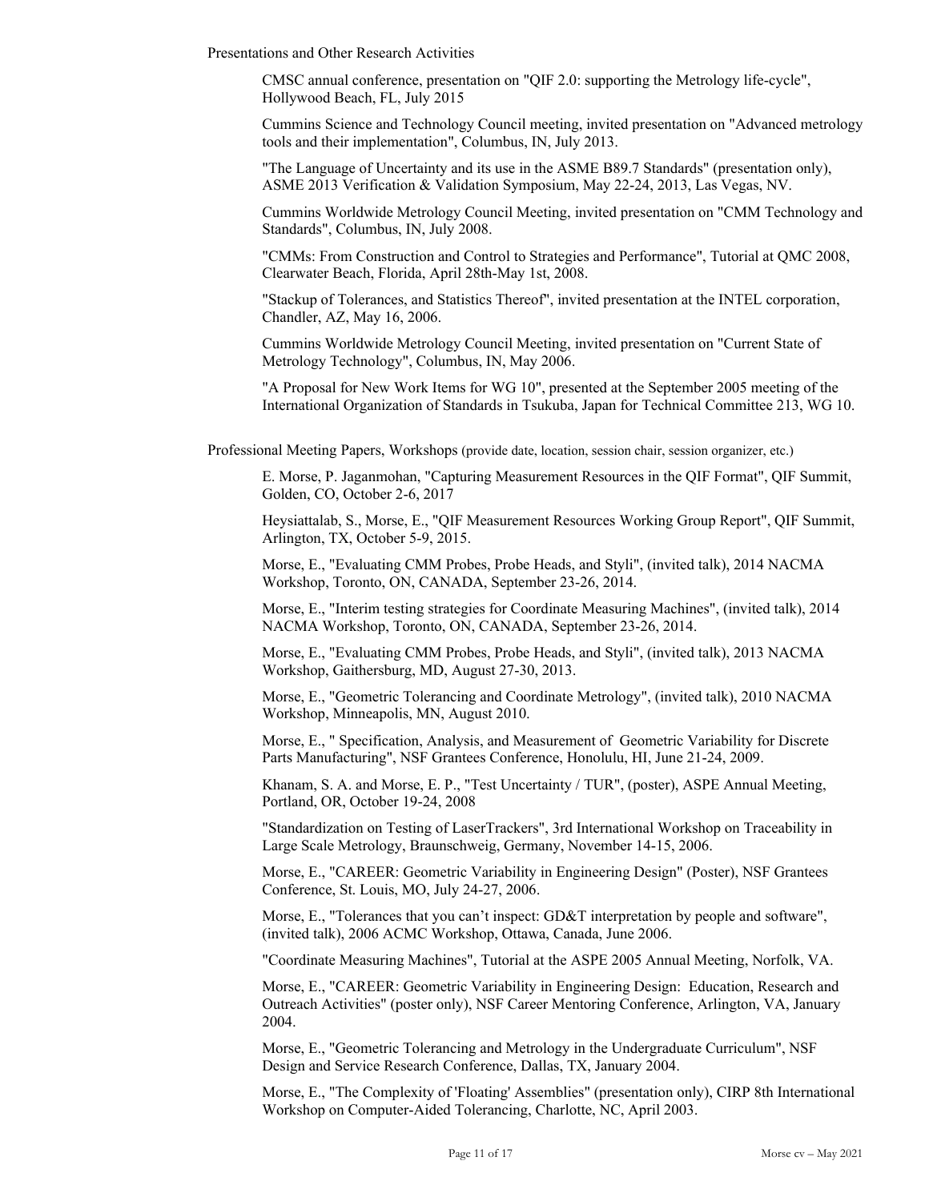Presentations and Other Research Activities

CMSC annual conference, presentation on "QIF 2.0: supporting the Metrology life-cycle", Hollywood Beach, FL, July 2015

Cummins Science and Technology Council meeting, invited presentation on "Advanced metrology tools and their implementation", Columbus, IN, July 2013.

"The Language of Uncertainty and its use in the ASME B89.7 Standards" (presentation only), ASME 2013 Verification & Validation Symposium, May 22-24, 2013, Las Vegas, NV.

Cummins Worldwide Metrology Council Meeting, invited presentation on "CMM Technology and Standards", Columbus, IN, July 2008.

"CMMs: From Construction and Control to Strategies and Performance", Tutorial at QMC 2008, Clearwater Beach, Florida, April 28th-May 1st, 2008.

"Stackup of Tolerances, and Statistics Thereof", invited presentation at the INTEL corporation, Chandler, AZ, May 16, 2006.

Cummins Worldwide Metrology Council Meeting, invited presentation on "Current State of Metrology Technology", Columbus, IN, May 2006.

"A Proposal for New Work Items for WG 10", presented at the September 2005 meeting of the International Organization of Standards in Tsukuba, Japan for Technical Committee 213, WG 10.

Professional Meeting Papers, Workshops (provide date, location, session chair, session organizer, etc.)

E. Morse, P. Jaganmohan, "Capturing Measurement Resources in the QIF Format", QIF Summit, Golden, CO, October 2-6, 2017

Heysiattalab, S., Morse, E., "QIF Measurement Resources Working Group Report", QIF Summit, Arlington, TX, October 5-9, 2015.

Morse, E., "Evaluating CMM Probes, Probe Heads, and Styli", (invited talk), 2014 NACMA Workshop, Toronto, ON, CANADA, September 23-26, 2014.

Morse, E., "Interim testing strategies for Coordinate Measuring Machines", (invited talk), 2014 NACMA Workshop, Toronto, ON, CANADA, September 23-26, 2014.

Morse, E., "Evaluating CMM Probes, Probe Heads, and Styli", (invited talk), 2013 NACMA Workshop, Gaithersburg, MD, August 27-30, 2013.

Morse, E., "Geometric Tolerancing and Coordinate Metrology", (invited talk), 2010 NACMA Workshop, Minneapolis, MN, August 2010.

Morse, E., " Specification, Analysis, and Measurement of Geometric Variability for Discrete Parts Manufacturing", NSF Grantees Conference, Honolulu, HI, June 21-24, 2009.

Khanam, S. A. and Morse, E. P., "Test Uncertainty / TUR", (poster), ASPE Annual Meeting, Portland, OR, October 19-24, 2008

"Standardization on Testing of LaserTrackers", 3rd International Workshop on Traceability in Large Scale Metrology, Braunschweig, Germany, November 14-15, 2006.

Morse, E., "CAREER: Geometric Variability in Engineering Design" (Poster), NSF Grantees Conference, St. Louis, MO, July 24-27, 2006.

Morse, E., "Tolerances that you can't inspect: GD&T interpretation by people and software", (invited talk), 2006 ACMC Workshop, Ottawa, Canada, June 2006.

"Coordinate Measuring Machines", Tutorial at the ASPE 2005 Annual Meeting, Norfolk, VA.

Morse, E., "CAREER: Geometric Variability in Engineering Design: Education, Research and Outreach Activities" (poster only), NSF Career Mentoring Conference, Arlington, VA, January 2004.

Morse, E., "Geometric Tolerancing and Metrology in the Undergraduate Curriculum", NSF Design and Service Research Conference, Dallas, TX, January 2004.

Morse, E., "The Complexity of 'Floating' Assemblies" (presentation only), CIRP 8th International Workshop on Computer-Aided Tolerancing, Charlotte, NC, April 2003.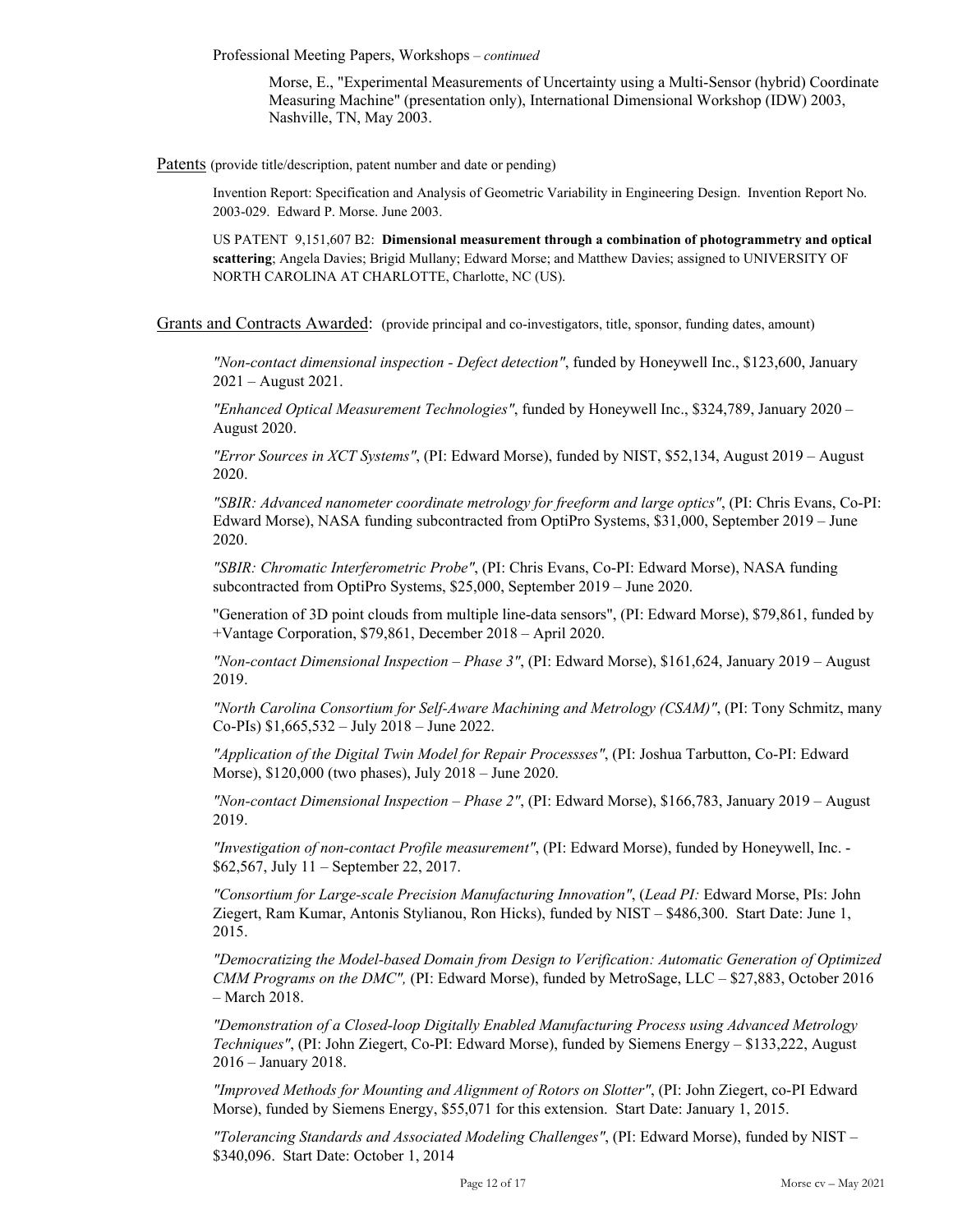Professional Meeting Papers, Workshops – *continued*

Morse, E., "Experimental Measurements of Uncertainty using a Multi-Sensor (hybrid) Coordinate Measuring Machine" (presentation only), International Dimensional Workshop (IDW) 2003, Nashville, TN, May 2003.

## Patents (provide title/description, patent number and date or pending)

Invention Report: Specification and Analysis of Geometric Variability in Engineering Design. Invention Report No. 2003-029. Edward P. Morse. June 2003.

US PATENT 9,151,607 B2: **Dimensional measurement through a combination of photogrammetry and optical scattering**; Angela Davies; Brigid Mullany; Edward Morse; and Matthew Davies; assigned to UNIVERSITY OF NORTH CAROLINA AT CHARLOTTE, Charlotte, NC (US).

## Grants and Contracts Awarded: (provide principal and co-investigators, title, sponsor, funding dates, amount)

*"Non-contact dimensional inspection - Defect detection"*, funded by Honeywell Inc., $123,600, January 2021 – August 2021.

*"Enhanced Optical Measurement Technologies"*, funded by Honeywell Inc., $324,789, January 2020 – August 2020.

*"Error Sources in XCT Systems"*, (PI: Edward Morse), funded by NIST, $52,134, August 2019 – August 2020.

*"SBIR: Advanced nanometer coordinate metrology for freeform and large optics"*, (PI: Chris Evans, Co-PI: Edward Morse), NASA funding subcontracted from OptiPro Systems, $31,000, September 2019 – June 2020.

*"SBIR: Chromatic Interferometric Probe"*, (PI: Chris Evans, Co-PI: Edward Morse), NASA funding subcontracted from OptiPro Systems, $25,000, September 2019 – June 2020.

"Generation of 3D point clouds from multiple line-data sensors", (PI: Edward Morse), $79,861, funded by +Vantage Corporation, $79,861, December 2018 – April 2020.

*"Non-contact Dimensional Inspection – Phase 3"*, (PI: Edward Morse), $161,624, January 2019 – August 2019.

*"North Carolina Consortium for Self-Aware Machining and Metrology (CSAM)"*, (PI: Tony Schmitz, many Co-PIs) $1,665,532 – July 2018 – June 2022.

*"Application of the Digital Twin Model for Repair Processses"*, (PI: Joshua Tarbutton, Co-PI: Edward Morse), $120,000 (two phases), July 2018 – June 2020.

*"Non-contact Dimensional Inspection – Phase 2"*, (PI: Edward Morse), $166,783, January 2019 – August 2019.

*"Investigation of non-contact Profile measurement"*, (PI: Edward Morse), funded by Honeywell, Inc. - $62,567, July 11 – September 22, 2017.

*"Consortium for Large-scale Precision Manufacturing Innovation"*, (*Lead PI:* Edward Morse, PIs: John Ziegert, Ram Kumar, Antonis Stylianou, Ron Hicks), funded by NIST – $486,300. Start Date: June 1, 2015.

*"Democratizing the Model-based Domain from Design to Verification: Automatic Generation of Optimized CMM Programs on the DMC",* (PI: Edward Morse), funded by MetroSage, LLC – $27,883, October 2016 – March 2018.

*"Demonstration of a Closed-loop Digitally Enabled Manufacturing Process using Advanced Metrology Techniques"*, (PI: John Ziegert, Co-PI: Edward Morse), funded by Siemens Energy – $133,222, August 2016 – January 2018.

*"Improved Methods for Mounting and Alignment of Rotors on Slotter"*, (PI: John Ziegert, co-PI Edward Morse), funded by Siemens Energy, $55,071 for this extension. Start Date: January 1, 2015.

*"Tolerancing Standards and Associated Modeling Challenges"*, (PI: Edward Morse), funded by NIST – $340,096. Start Date: October 1, 2014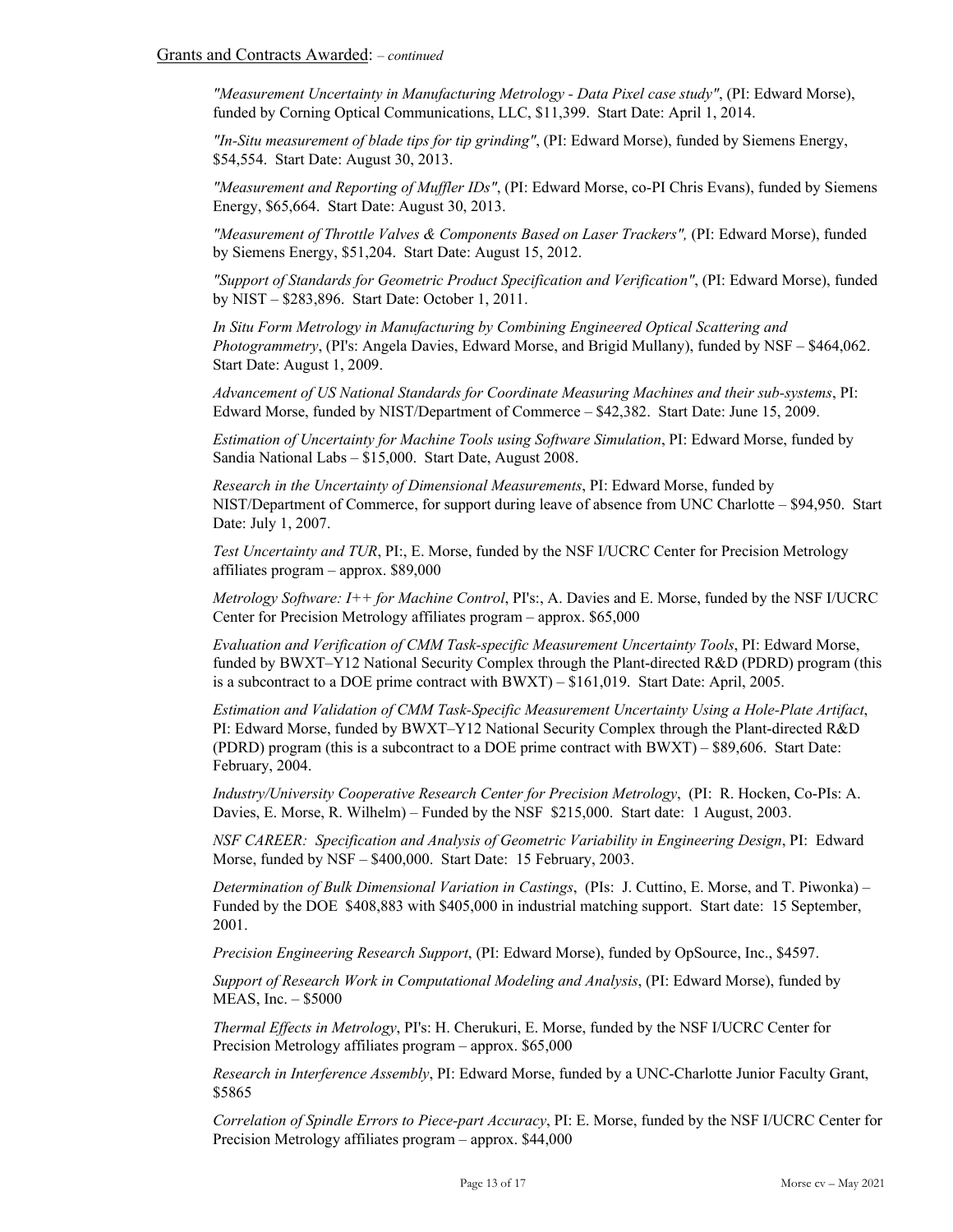Grants and Contracts Awarded: *– continued*

*"Measurement Uncertainty in Manufacturing Metrology - Data Pixel case study"*, (PI: Edward Morse), funded by Corning Optical Communications, LLC, $11,399. Start Date: April 1, 2014.

*"In-Situ measurement of blade tips for tip grinding"*, (PI: Edward Morse), funded by Siemens Energy, $54,554. Start Date: August 30, 2013.

*"Measurement and Reporting of Muffler IDs"*, (PI: Edward Morse, co-PI Chris Evans), funded by Siemens Energy, $65,664. Start Date: August 30, 2013.

*"Measurement of Throttle Valves & Components Based on Laser Trackers",* (PI: Edward Morse), funded by Siemens Energy, $51,204. Start Date: August 15, 2012.

*"Support of Standards for Geometric Product Specification and Verification"*, (PI: Edward Morse), funded by NIST – $283,896. Start Date: October 1, 2011.

*In Situ Form Metrology in Manufacturing by Combining Engineered Optical Scattering and Photogrammetry*, (PI's: Angela Davies, Edward Morse, and Brigid Mullany), funded by NSF – $464,062. Start Date: August 1, 2009.

*Advancement of US National Standards for Coordinate Measuring Machines and their sub-systems*, PI: Edward Morse, funded by NIST/Department of Commerce – $42,382. Start Date: June 15, 2009.

*Estimation of Uncertainty for Machine Tools using Software Simulation*, PI: Edward Morse, funded by Sandia National Labs – $15,000. Start Date, August 2008.

*Research in the Uncertainty of Dimensional Measurements*, PI: Edward Morse, funded by NIST/Department of Commerce, for support during leave of absence from UNC Charlotte – $94,950. Start Date: July 1, 2007.

*Test Uncertainty and TUR*, PI:, E. Morse, funded by the NSF I/UCRC Center for Precision Metrology affiliates program – approx. $89,000

*Metrology Software: I++ for Machine Control*, PI's:, A. Davies and E. Morse, funded by the NSF I/UCRC Center for Precision Metrology affiliates program – approx. $65,000

*Evaluation and Verification of CMM Task-specific Measurement Uncertainty Tools*, PI: Edward Morse, funded by BWXT–Y12 National Security Complex through the Plant-directed R&D (PDRD) program (this is a subcontract to a DOE prime contract with BWXT) – $161,019. Start Date: April, 2005.

*Estimation and Validation of CMM Task-Specific Measurement Uncertainty Using a Hole-Plate Artifact*, PI: Edward Morse, funded by BWXT–Y12 National Security Complex through the Plant-directed R&D (PDRD) program (this is a subcontract to a DOE prime contract with BWXT) – $89,606. Start Date: February, 2004.

*Industry/University Cooperative Research Center for Precision Metrology*, (PI: R. Hocken, Co-PIs: A. Davies, E. Morse, R. Wilhelm) – Funded by the NSF $215,000. Start date: 1 August, 2003.

*NSF CAREER: Specification and Analysis of Geometric Variability in Engineering Design*, PI: Edward Morse, funded by NSF – $400,000. Start Date: 15 February, 2003.

*Determination of Bulk Dimensional Variation in Castings*, (PIs: J. Cuttino, E. Morse, and T. Piwonka) – Funded by the DOE $408,883 with $405,000 in industrial matching support. Start date: 15 September, 2001.

*Precision Engineering Research Support*, (PI: Edward Morse), funded by OpSource, Inc., $4597.

*Support of Research Work in Computational Modeling and Analysis*, (PI: Edward Morse), funded by MEAS, Inc. – $5000

*Thermal Effects in Metrology*, PI's: H. Cherukuri, E. Morse, funded by the NSF I/UCRC Center for Precision Metrology affiliates program – approx. $65,000

*Research in Interference Assembly*, PI: Edward Morse, funded by a UNC-Charlotte Junior Faculty Grant, $5865

*Correlation of Spindle Errors to Piece-part Accuracy*, PI: E. Morse, funded by the NSF I/UCRC Center for Precision Metrology affiliates program – approx. $44,000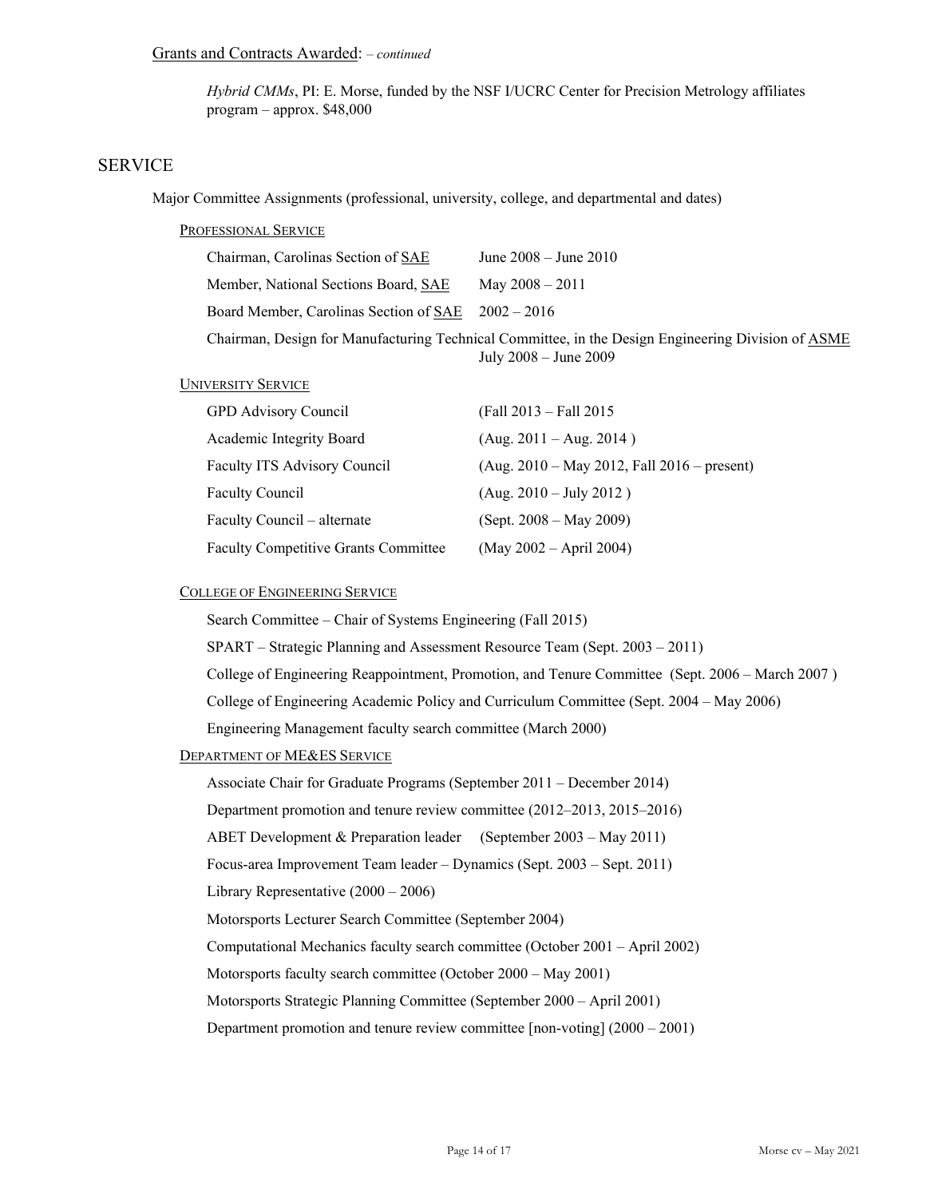Grants and Contracts Awarded: *– continued*

*Hybrid CMMs*, PI: E. Morse, funded by the NSF I/UCRC Center for Precision Metrology affiliates program – approx. $48,000

## SERVICE

Major Committee Assignments (professional, university, college, and departmental and dates)

### Professional Service

| | |
|---|---|
| Chairman, Carolinas Section of SAE | June 2008 – June 2010 |
| Member, National Sections Board, SAE | May 2008 – 2011 |
| Board Member, Carolinas Section of SAE | 2002 – 2016 |

Chairman, Design for Manufacturing Technical Committee, in the Design Engineering Division of ASME July 2008 – June 2009

### University Service

| | |
|---|---|
| GPD Advisory Council | (Fall 2013 – Fall 2015 |
| Academic Integrity Board | (Aug. 2011 – Aug. 2014 ) |
| Faculty ITS Advisory Council | (Aug. 2010 – May 2012, Fall 2016 – present) |
| Faculty Council | (Aug. 2010 – July 2012 ) |
| Faculty Council – alternate | (Sept. 2008 – May 2009) |
| Faculty Competitive Grants Committee | (May 2002 – April 2004) |

### College of Engineering Service

Search Committee – Chair of Systems Engineering (Fall 2015)

SPART – Strategic Planning and Assessment Resource Team (Sept. 2003 – 2011)

College of Engineering Reappointment, Promotion, and Tenure Committee (Sept. 2006 – March 2007 )

College of Engineering Academic Policy and Curriculum Committee (Sept. 2004 – May 2006)

Engineering Management faculty search committee (March 2000)

### Department of ME&ES Service

Associate Chair for Graduate Programs (September 2011 – December 2014)

Department promotion and tenure review committee (2012–2013, 2015–2016)

ABET Development & Preparation leader (September 2003 – May 2011)

Focus-area Improvement Team leader – Dynamics (Sept. 2003 – Sept. 2011)

Library Representative (2000 – 2006)

Motorsports Lecturer Search Committee (September 2004)

Computational Mechanics faculty search committee (October 2001 – April 2002)

Motorsports faculty search committee (October 2000 – May 2001)

Motorsports Strategic Planning Committee (September 2000 – April 2001)

Department promotion and tenure review committee [non-voting] (2000 – 2001)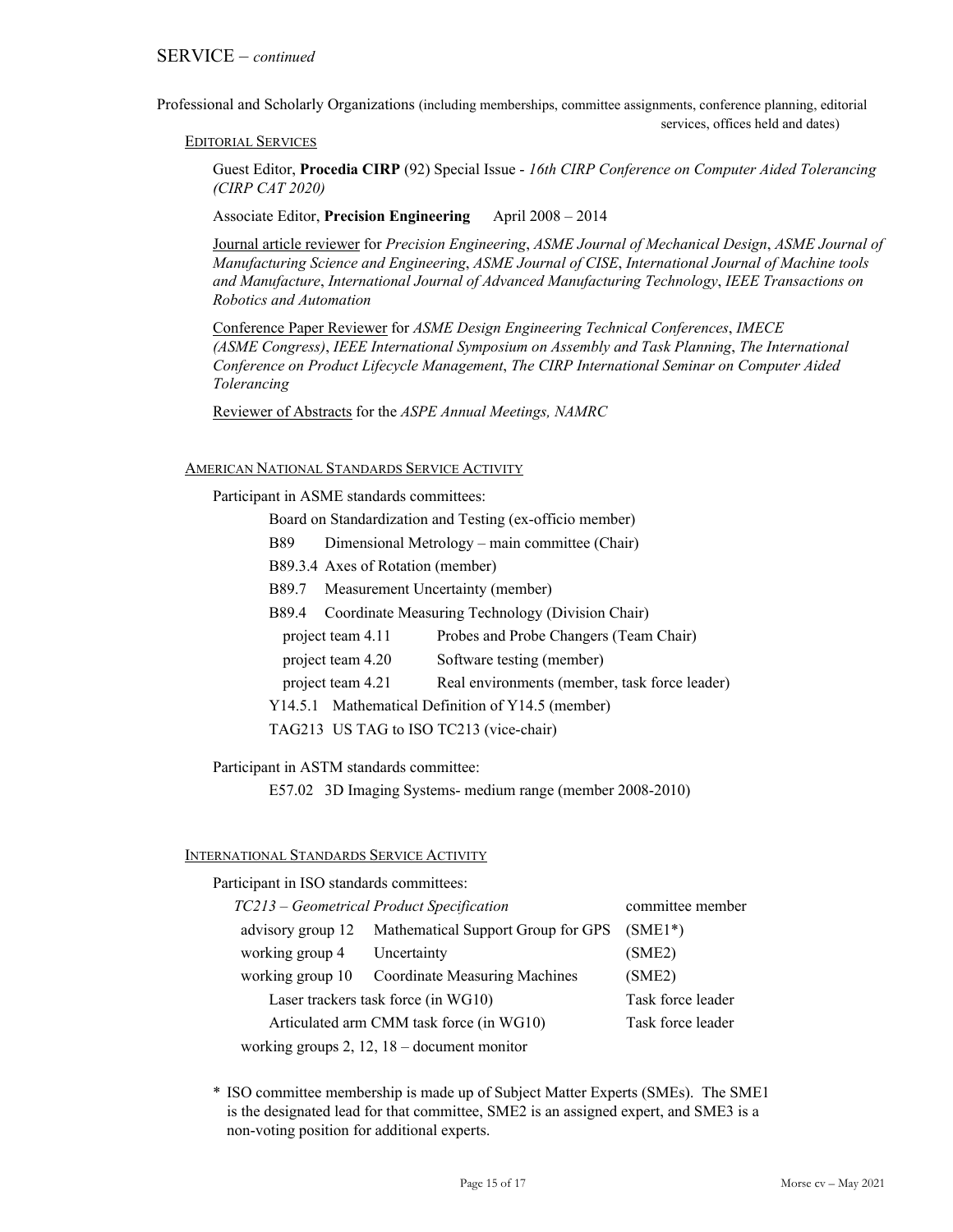## SERVICE – *continued*

Professional and Scholarly Organizations (including memberships, committee assignments, conference planning, editorial services, offices held and dates)

### EDITORIAL SERVICES

Guest Editor, **Procedia CIRP** (92) Special Issue - *16th CIRP Conference on Computer Aided Tolerancing (CIRP CAT 2020)*

Associate Editor, **Precision Engineering** April 2008 – 2014

Journal article reviewer for *Precision Engineering*, *ASME Journal of Mechanical Design*, *ASME Journal of Manufacturing Science and Engineering*, *ASME Journal of CISE*, *International Journal of Machine tools and Manufacture*, *International Journal of Advanced Manufacturing Technology*, *IEEE Transactions on Robotics and Automation*

Conference Paper Reviewer for *ASME Design Engineering Technical Conferences*, *IMECE (ASME Congress)*, *IEEE International Symposium on Assembly and Task Planning*, *The International Conference on Product Lifecycle Management*, *The CIRP International Seminar on Computer Aided Tolerancing*

Reviewer of Abstracts for the *ASPE Annual Meetings, NAMRC*

### AMERICAN NATIONAL STANDARDS SERVICE ACTIVITY

Participant in ASME standards committees:

- Board on Standardization and Testing (ex-officio member)
- B89 Dimensional Metrology – main committee (Chair)
- B89.3.4 Axes of Rotation (member)
- B89.7 Measurement Uncertainty (member)
- B89.4 Coordinate Measuring Technology (Division Chair)
  - project team 4.11 Probes and Probe Changers (Team Chair)
  - project team 4.20 Software testing (member)
  - project team 4.21 Real environments (member, task force leader)
- Y14.5.1 Mathematical Definition of Y14.5 (member)
- TAG213 US TAG to ISO TC213 (vice-chair)

Participant in ASTM standards committee:

- E57.02 3D Imaging Systems- medium range (member 2008-2010)

### INTERNATIONAL STANDARDS SERVICE ACTIVITY

Participant in ISO standards committees:

| | | |
|---|---|---|
| *TC213 – Geometrical Product Specification* | | committee member |
| advisory group 12 | Mathematical Support Group for GPS | (SME1*) |
| working group 4 | Uncertainty | (SME2) |
| working group 10 | Coordinate Measuring Machines | (SME2) |
| Laser trackers task force (in WG10) | | Task force leader |
| Articulated arm CMM task force (in WG10) | | Task force leader |
| working groups 2, 12, 18 – document monitor | | |

* ISO committee membership is made up of Subject Matter Experts (SMEs). The SME1 is the designated lead for that committee, SME2 is an assigned expert, and SME3 is a non-voting position for additional experts.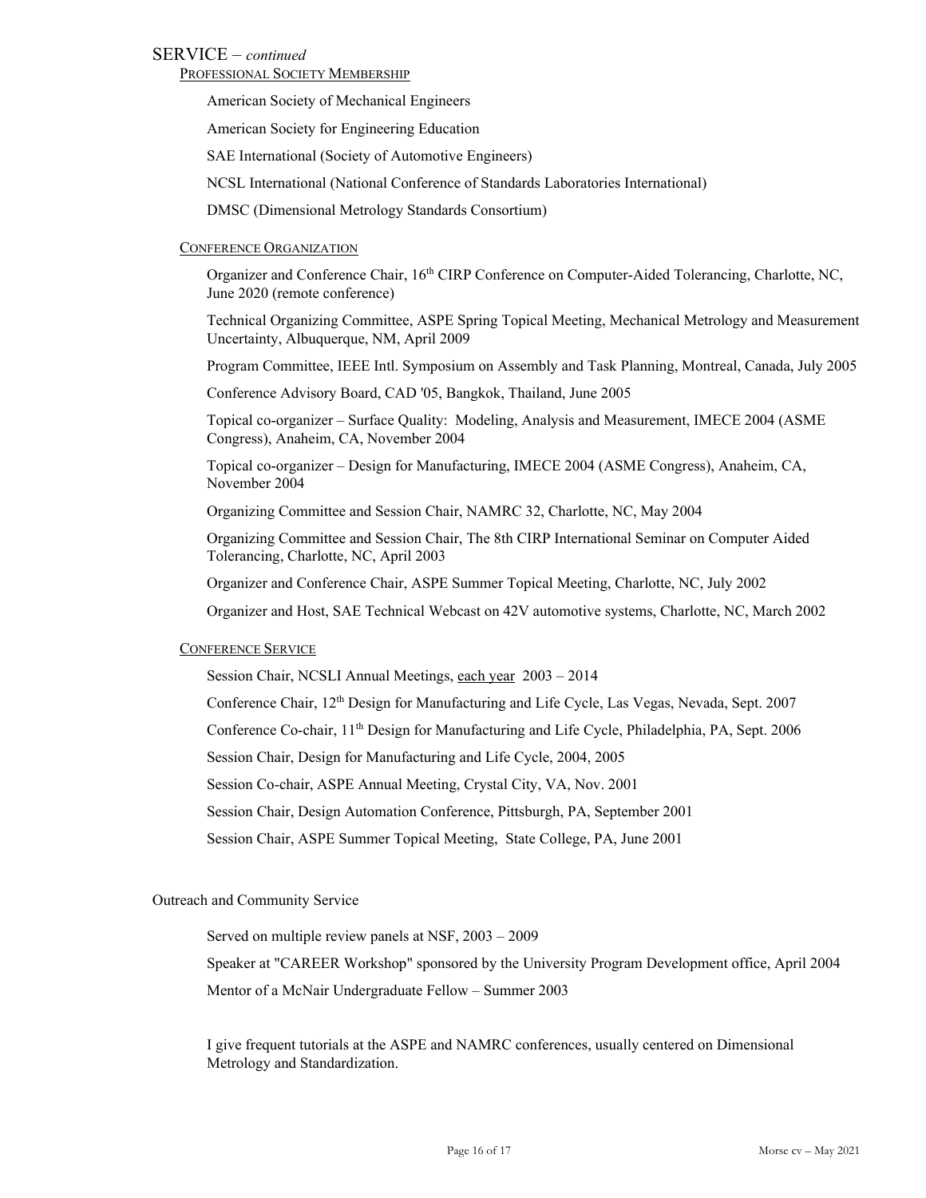## SERVICE – *continued*

### Professional Society Membership

American Society of Mechanical Engineers

American Society for Engineering Education

SAE International (Society of Automotive Engineers)

NCSL International (National Conference of Standards Laboratories International)

DMSC (Dimensional Metrology Standards Consortium)

### Conference Organization

Organizer and Conference Chair, 16th CIRP Conference on Computer-Aided Tolerancing, Charlotte, NC, June 2020 (remote conference)

Technical Organizing Committee, ASPE Spring Topical Meeting, Mechanical Metrology and Measurement Uncertainty, Albuquerque, NM, April 2009

Program Committee, IEEE Intl. Symposium on Assembly and Task Planning, Montreal, Canada, July 2005

Conference Advisory Board, CAD '05, Bangkok, Thailand, June 2005

Topical co-organizer – Surface Quality: Modeling, Analysis and Measurement, IMECE 2004 (ASME Congress), Anaheim, CA, November 2004

Topical co-organizer – Design for Manufacturing, IMECE 2004 (ASME Congress), Anaheim, CA, November 2004

Organizing Committee and Session Chair, NAMRC 32, Charlotte, NC, May 2004

Organizing Committee and Session Chair, The 8th CIRP International Seminar on Computer Aided Tolerancing, Charlotte, NC, April 2003

Organizer and Conference Chair, ASPE Summer Topical Meeting, Charlotte, NC, July 2002

Organizer and Host, SAE Technical Webcast on 42V automotive systems, Charlotte, NC, March 2002

### Conference Service

Session Chair, NCSLI Annual Meetings, each year 2003 – 2014

Conference Chair, 12th Design for Manufacturing and Life Cycle, Las Vegas, Nevada, Sept. 2007

Conference Co-chair, 11th Design for Manufacturing and Life Cycle, Philadelphia, PA, Sept. 2006

Session Chair, Design for Manufacturing and Life Cycle, 2004, 2005

Session Co-chair, ASPE Annual Meeting, Crystal City, VA, Nov. 2001

Session Chair, Design Automation Conference, Pittsburgh, PA, September 2001

Session Chair, ASPE Summer Topical Meeting, State College, PA, June 2001

### Outreach and Community Service

Served on multiple review panels at NSF, 2003 – 2009

Speaker at "CAREER Workshop" sponsored by the University Program Development office, April 2004

Mentor of a McNair Undergraduate Fellow – Summer 2003

I give frequent tutorials at the ASPE and NAMRC conferences, usually centered on Dimensional Metrology and Standardization.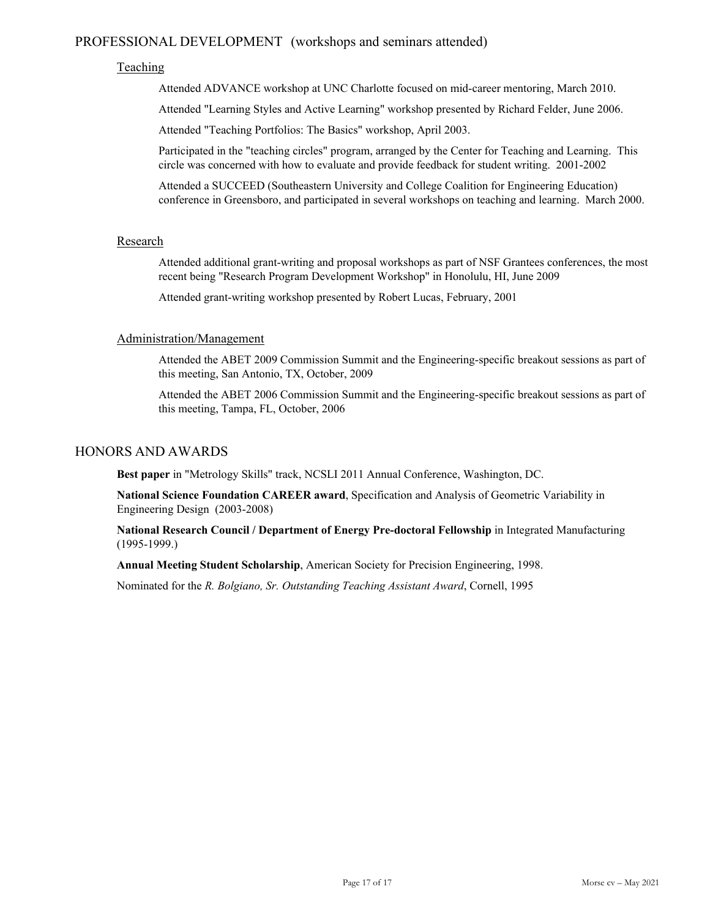## PROFESSIONAL DEVELOPMENT (workshops and seminars attended)

### Teaching

Attended ADVANCE workshop at UNC Charlotte focused on mid-career mentoring, March 2010.

Attended "Learning Styles and Active Learning" workshop presented by Richard Felder, June 2006.

Attended "Teaching Portfolios: The Basics" workshop, April 2003.

Participated in the "teaching circles" program, arranged by the Center for Teaching and Learning. This circle was concerned with how to evaluate and provide feedback for student writing. 2001-2002

Attended a SUCCEED (Southeastern University and College Coalition for Engineering Education) conference in Greensboro, and participated in several workshops on teaching and learning. March 2000.

### Research

Attended additional grant-writing and proposal workshops as part of NSF Grantees conferences, the most recent being "Research Program Development Workshop" in Honolulu, HI, June 2009

Attended grant-writing workshop presented by Robert Lucas, February, 2001

### Administration/Management

Attended the ABET 2009 Commission Summit and the Engineering-specific breakout sessions as part of this meeting, San Antonio, TX, October, 2009

Attended the ABET 2006 Commission Summit and the Engineering-specific breakout sessions as part of this meeting, Tampa, FL, October, 2006

## HONORS AND AWARDS

**Best paper** in "Metrology Skills" track, NCSLI 2011 Annual Conference, Washington, DC.

**National Science Foundation CAREER award**, Specification and Analysis of Geometric Variability in Engineering Design (2003-2008)

**National Research Council / Department of Energy Pre-doctoral Fellowship** in Integrated Manufacturing (1995-1999.)

**Annual Meeting Student Scholarship**, American Society for Precision Engineering, 1998.

Nominated for the *R. Bolgiano, Sr. Outstanding Teaching Assistant Award*, Cornell, 1995